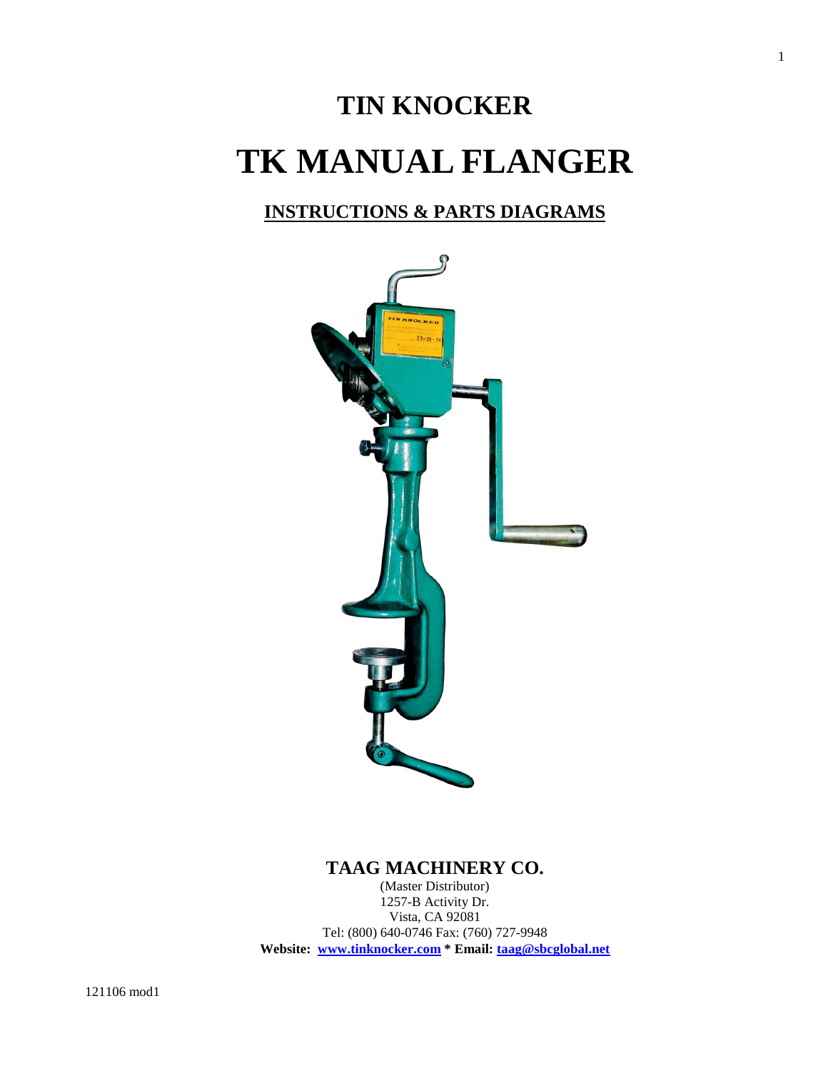# TIN KNOCKER

# TK MANUAL FLANGER

## INSTRUCTIONS & PARTS DIAGRAMS

**TAAG MACHINERY CO.**

(Master Distributor)
1257-B Activity Dr.
Vista, CA 92081
Tel: (800) 640-0746 Fax: (760) 727-9948
**Website: www.tinknocker.com * Email: taag@sbcglobal.net**

121106 mod1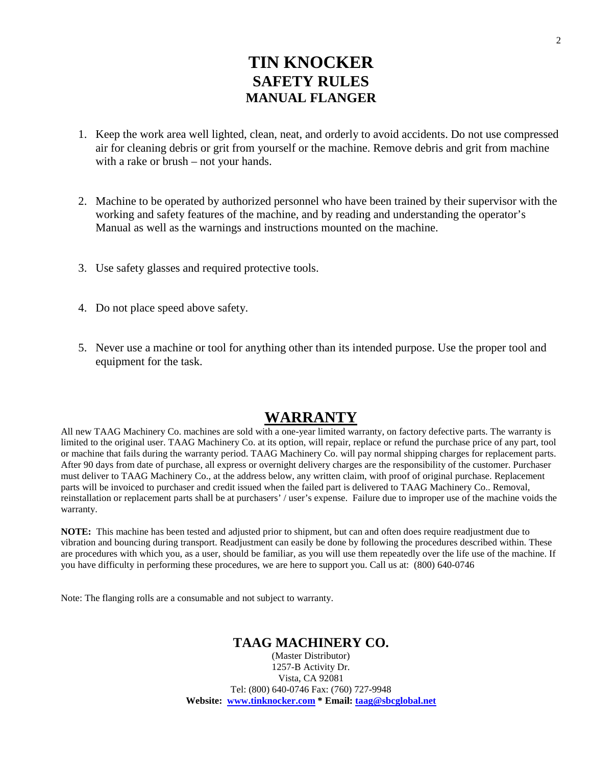# TIN KNOCKER
## SAFETY RULES
### MANUAL FLANGER

1. Keep the work area well lighted, clean, neat, and orderly to avoid accidents. Do not use compressed air for cleaning debris or grit from yourself or the machine. Remove debris and grit from machine with a rake or brush – not your hands.

2. Machine to be operated by authorized personnel who have been trained by their supervisor with the working and safety features of the machine, and by reading and understanding the operator's Manual as well as the warnings and instructions mounted on the machine.

3. Use safety glasses and required protective tools.

4. Do not place speed above safety.

5. Never use a machine or tool for anything other than its intended purpose. Use the proper tool and equipment for the task.

## WARRANTY

All new TAAG Machinery Co. machines are sold with a one-year limited warranty, on factory defective parts. The warranty is limited to the original user. TAAG Machinery Co. at its option, will repair, replace or refund the purchase price of any part, tool or machine that fails during the warranty period. TAAG Machinery Co. will pay normal shipping charges for replacement parts. After 90 days from date of purchase, all express or overnight delivery charges are the responsibility of the customer. Purchaser must deliver to TAAG Machinery Co., at the address below, any written claim, with proof of original purchase. Replacement parts will be invoiced to purchaser and credit issued when the failed part is delivered to TAAG Machinery Co.. Removal, reinstallation or replacement parts shall be at purchasers' / user's expense. Failure due to improper use of the machine voids the warranty.

**NOTE:** This machine has been tested and adjusted prior to shipment, but can and often does require readjustment due to vibration and bouncing during transport. Readjustment can easily be done by following the procedures described within. These are procedures with which you, as a user, should be familiar, as you will use them repeatedly over the life use of the machine. If you have difficulty in performing these procedures, we are here to support you. Call us at: (800) 640-0746

Note: The flanging rolls are a consumable and not subject to warranty.

**TAAG MACHINERY CO.**
(Master Distributor)
1257-B Activity Dr.
Vista, CA 92081
Tel: (800) 640-0746 Fax: (760) 727-9948
**Website: www.tinknocker.com * Email: taag@sbcglobal.net**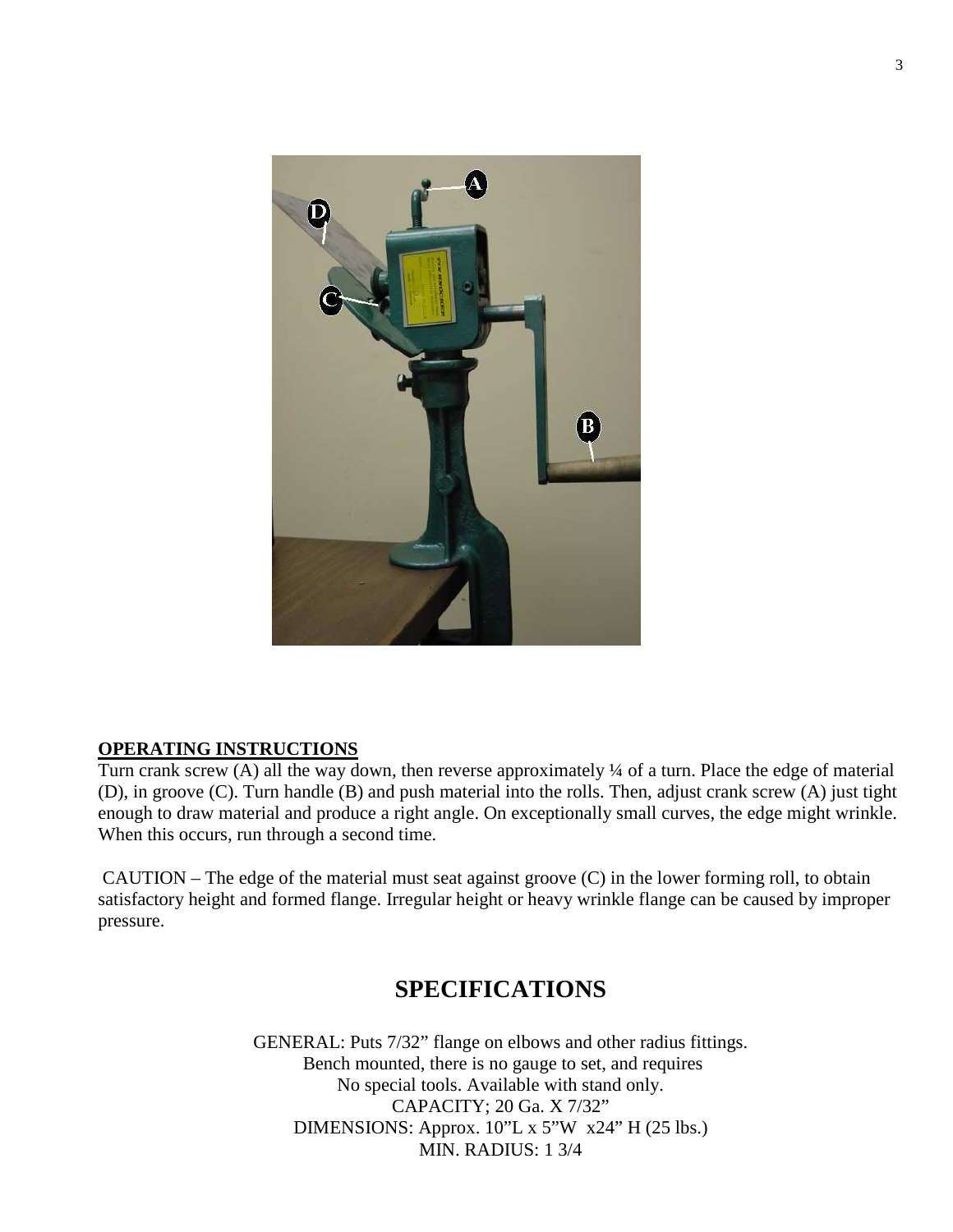**OPERATING INSTRUCTIONS**

Turn crank screw (A) all the way down, then reverse approximately ¼ of a turn. Place the edge of material (D), in groove (C). Turn handle (B) and push material into the rolls. Then, adjust crank screw (A) just tight enough to draw material and produce a right angle. On exceptionally small curves, the edge might wrinkle. When this occurs, run through a second time.

CAUTION – The edge of the material must seat against groove (C) in the lower forming roll, to obtain satisfactory height and formed flange. Irregular height or heavy wrinkle flange can be caused by improper pressure.

## SPECIFICATIONS

GENERAL: Puts 7/32" flange on elbows and other radius fittings.
Bench mounted, there is no gauge to set, and requires
No special tools. Available with stand only.
CAPACITY; 20 Ga. X 7/32"
DIMENSIONS: Approx. 10"L x 5"W x24" H (25 lbs.)
MIN. RADIUS: 1 3/4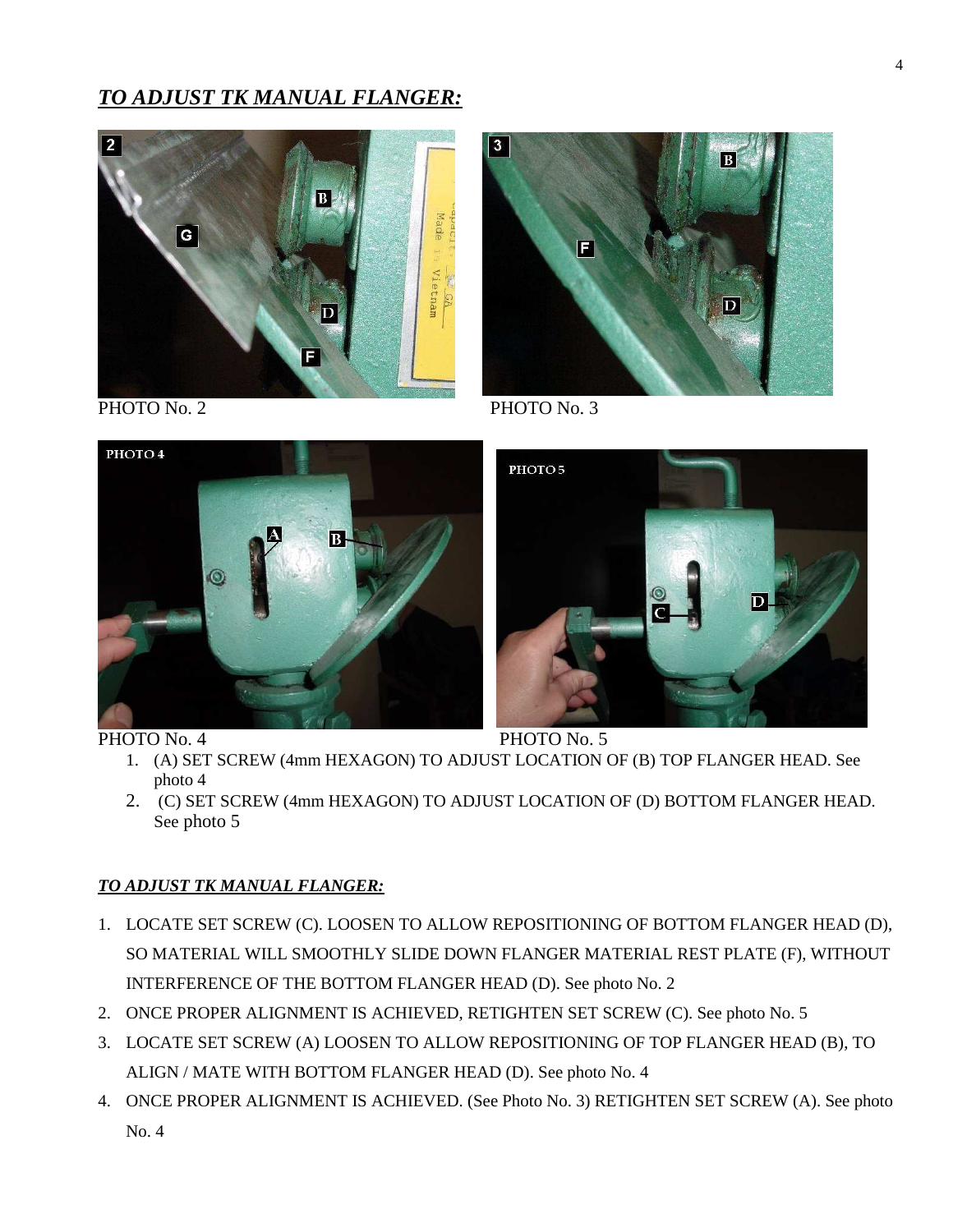## ***TO ADJUST TK MANUAL FLANGER:***

PHOTO No. 2

PHOTO No. 3

PHOTO No. 4

PHOTO No. 5

1. (A) SET SCREW (4mm HEXAGON) TO ADJUST LOCATION OF (B) TOP FLANGER HEAD. See photo 4
2. (C) SET SCREW (4mm HEXAGON) TO ADJUST LOCATION OF (D) BOTTOM FLANGER HEAD. See photo 5

### ***TO ADJUST TK MANUAL FLANGER:***

1. LOCATE SET SCREW (C). LOOSEN TO ALLOW REPOSITIONING OF BOTTOM FLANGER HEAD (D), SO MATERIAL WILL SMOOTHLY SLIDE DOWN FLANGER MATERIAL REST PLATE (F), WITHOUT INTERFERENCE OF THE BOTTOM FLANGER HEAD (D). See photo No. 2
2. ONCE PROPER ALIGNMENT IS ACHIEVED, RETIGHTEN SET SCREW (C). See photo No. 5
3. LOCATE SET SCREW (A) LOOSEN TO ALLOW REPOSITIONING OF TOP FLANGER HEAD (B), TO ALIGN / MATE WITH BOTTOM FLANGER HEAD (D). See photo No. 4
4. ONCE PROPER ALIGNMENT IS ACHIEVED. (See Photo No. 3) RETIGHTEN SET SCREW (A). See photo No. 4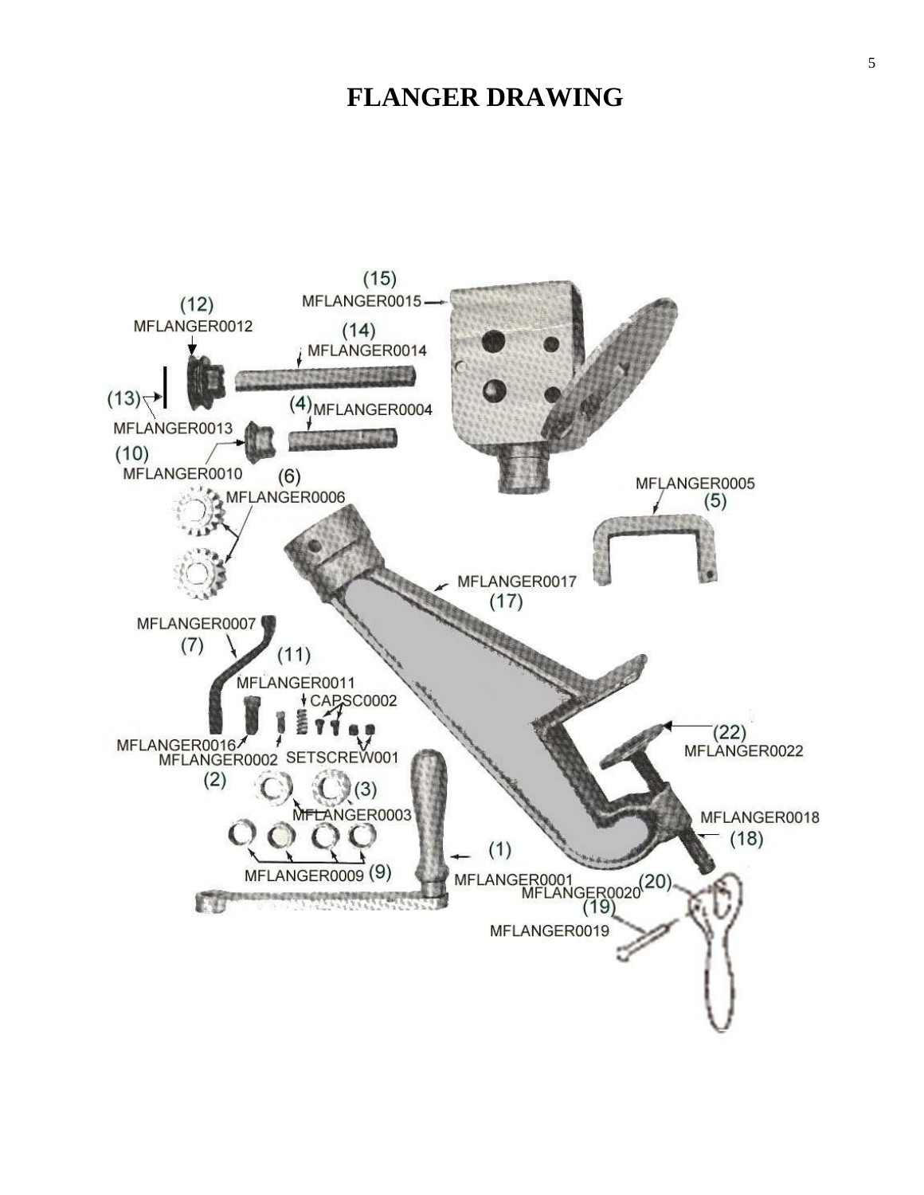# FLANGER DRAWING

(15) MFLANGER0015

(12) MFLANGER0012

(14) MFLANGER0014

(13) MFLANGER0013

(4) MFLANGER0004

(10) MFLANGER0010

(6) MFLANGER0006

MFLANGER0005 (5)

MFLANGER0017 (17)

MFLANGER0007 (7)

(11) MFLANGER0011

CAPSC0002

MFLANGER0016

MFLANGER0002 (2)

SETSCREW001

(22) MFLANGER0022

(3) MFLANGER0003

MFLANGER0018 (18)

(1)

MFLANGER0009 (9)

MFLANGER0001

MFLANGER0020 (20)

(19) MFLANGER0019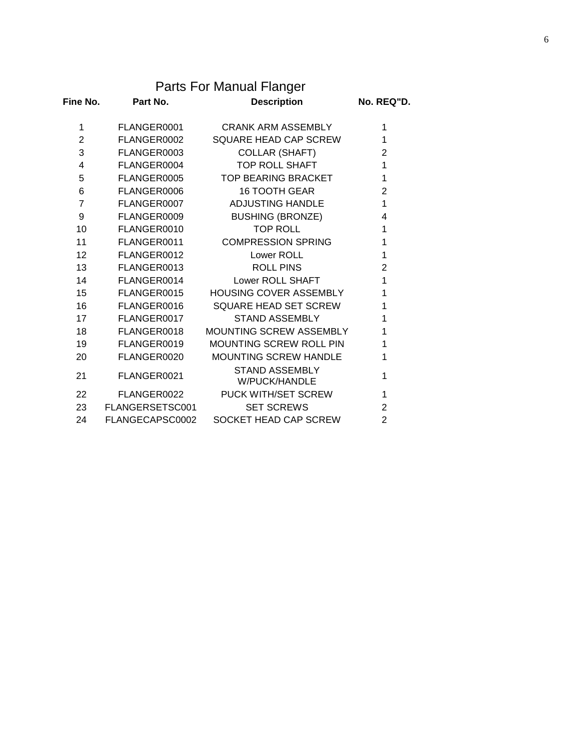# Parts For Manual Flanger

| Fine No. | Part No. | Description | No. REQ"D. |
|---|---|---|---|
| 1 | FLANGER0001 | CRANK ARM ASSEMBLY | 1 |
| 2 | FLANGER0002 | SQUARE HEAD CAP SCREW | 1 |
| 3 | FLANGER0003 | COLLAR (SHAFT) | 2 |
| 4 | FLANGER0004 | TOP ROLL SHAFT | 1 |
| 5 | FLANGER0005 | TOP BEARING BRACKET | 1 |
| 6 | FLANGER0006 | 16 TOOTH GEAR | 2 |
| 7 | FLANGER0007 | ADJUSTING HANDLE | 1 |
| 9 | FLANGER0009 | BUSHING (BRONZE) | 4 |
| 10 | FLANGER0010 | TOP ROLL | 1 |
| 11 | FLANGER0011 | COMPRESSION SPRING | 1 |
| 12 | FLANGER0012 | Lower ROLL | 1 |
| 13 | FLANGER0013 | ROLL PINS | 2 |
| 14 | FLANGER0014 | Lower ROLL SHAFT | 1 |
| 15 | FLANGER0015 | HOUSING COVER ASSEMBLY | 1 |
| 16 | FLANGER0016 | SQUARE HEAD SET SCREW | 1 |
| 17 | FLANGER0017 | STAND ASSEMBLY | 1 |
| 18 | FLANGER0018 | MOUNTING SCREW ASSEMBLY | 1 |
| 19 | FLANGER0019 | MOUNTING SCREW ROLL PIN | 1 |
| 20 | FLANGER0020 | MOUNTING SCREW HANDLE | 1 |
| 21 | FLANGER0021 | STAND ASSEMBLY W/PUCK/HANDLE | 1 |
| 22 | FLANGER0022 | PUCK WITH/SET SCREW | 1 |
| 23 | FLANGERSETSC001 | SET SCREWS | 2 |
| 24 | FLANGECAPSC0002 | SOCKET HEAD CAP SCREW | 2 |